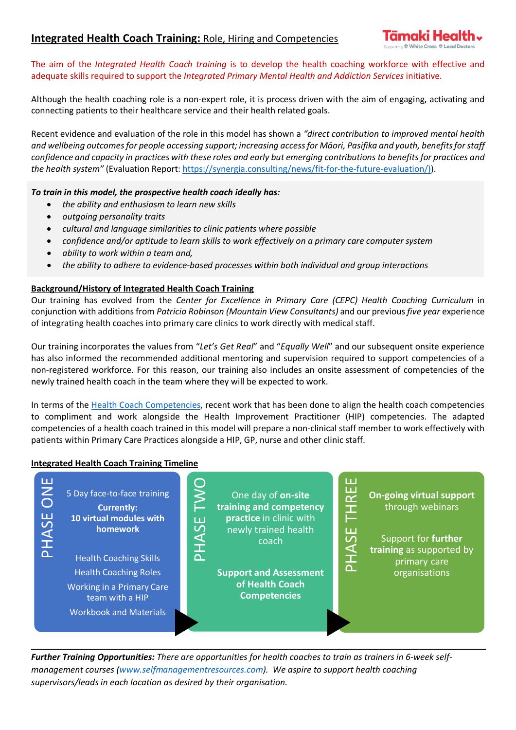# **Integrated Health Coach Training:** Role, Hiring and Competencies

Tāmaki Health – Supporting White Cross Local Doctors

The aim of the *Integrated Health Coach training* is to develop the health coaching workforce with effective and adequate skills required to support the *Integrated Primary Mental Health and Addiction Services* initiative.

Although the health coaching role is a non-expert role, it is process driven with the aim of engaging, activating and connecting patients to their healthcare service and their health related goals.

Recent evidence and evaluation of the role in this model has shown a *"direct contribution to improved mental health and wellbeing outcomes for people accessing support; increasing access for Māori, Pasifika and youth, benefits for staff confidence and capacity in practices with these roles and early but emerging contributions to benefits for practices and the health system"* (Evaluation Report: https://synergia.consulting/news/fit-for-the-future-evaluation/)).

***To train in this model, the prospective health coach ideally has:***

- *the ability and enthusiasm to learn new skills*
- *outgoing personality traits*
- *cultural and language similarities to clinic patients where possible*
- *confidence and/or aptitude to learn skills to work effectively on a primary care computer system*
- *ability to work within a team and,*
- *the ability to adhere to evidence-based processes within both individual and group interactions*

## Background/History of Integrated Health Coach Training

Our training has evolved from the *Center for Excellence in Primary Care (CEPC) Health Coaching Curriculum* in conjunction with additions from *Patricia Robinson (Mountain View Consultants)* and our previous *five year* experience of integrating health coaches into primary care clinics to work directly with medical staff.

Our training incorporates the values from "*Let's Get Real*" and "*Equally Well*" and our subsequent onsite experience has also informed the recommended additional mentoring and supervision required to support competencies of a non-registered workforce. For this reason, our training also includes an onsite assessment of competencies of the newly trained health coach in the team where they will be expected to work.

In terms of the Health Coach Competencies, recent work that has been done to align the health coach competencies to compliment and work alongside the Health Improvement Practitioner (HIP) competencies. The adapted competencies of a health coach trained in this model will prepare a non-clinical staff member to work effectively with patients within Primary Care Practices alongside a HIP, GP, nurse and other clinic staff.

## Integrated Health Coach Training Timeline

**PHASE ONE**

5 Day face-to-face training

**Currently: 10 virtual modules with homework**

Health Coaching Skills

Health Coaching Roles

Working in a Primary Care team with a HIP

Workbook and Materials

**PHASE TWO**

One day of **on-site training and competency practice** in clinic with newly trained health coach

**Support and Assessment of Health Coach Competencies**

**PHASE THREE**

**On-going virtual support** through webinars

Support for **further training** as supported by primary care organisations

***Further Training Opportunities:*** *There are opportunities for health coaches to train as trainers in 6-week self-management courses (www.selfmanagementresources.com). We aspire to support health coaching supervisors/leads in each location as desired by their organisation.*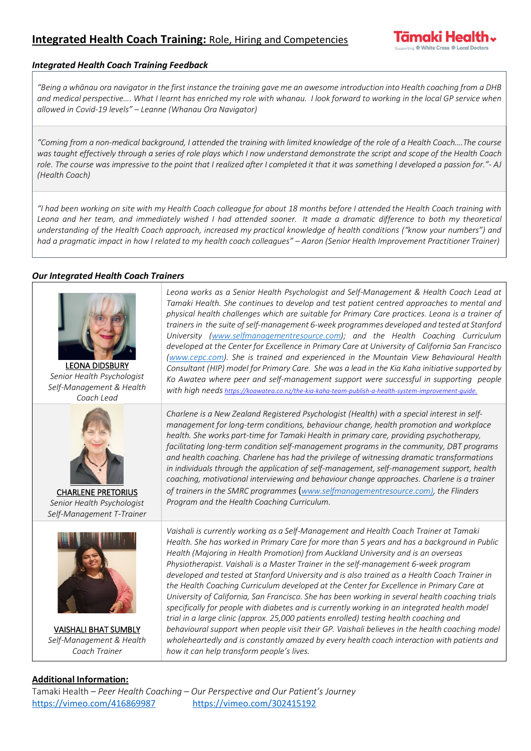# **Integrated Health Coach Training:** Role, Hiring and Competencies

Tāmaki Health
Supporting White Cross Local Doctors

### *Integrated Health Coach Training Feedback*

*"Being a whānau ora navigator in the first instance the training gave me an awesome introduction into Health coaching from a DHB and medical perspective…. What I learnt has enriched my role with whanau. I look forward to working in the local GP service when allowed in Covid-19 levels" – Leanne (Whanau Ora Navigator)*

*"Coming from a non-medical background, I attended the training with limited knowledge of the role of a Health Coach….The course was taught effectively through a series of role plays which I now understand demonstrate the script and scope of the Health Coach role. The course was impressive to the point that I realized after I completed it that it was something I developed a passion for."- AJ (Health Coach)*

*"I had been working on site with my Health Coach colleague for about 18 months before I attended the Health Coach training with Leona and her team, and immediately wished I had attended sooner. It made a dramatic difference to both my theoretical understanding of the Health Coach approach, increased my practical knowledge of health conditions ("know your numbers") and had a pragmatic impact in how I related to my health coach colleagues" – Aaron (Senior Health Improvement Practitioner Trainer)*

### *Our Integrated Health Coach Trainers*

| | |
|---|---|
| LEONA DIDSBURY<br>*Senior Health Psychologist Self-Management & Health Coach Lead* | *Leona works as a Senior Health Psychologist and Self-Management & Health Coach Lead at Tamaki Health. She continues to develop and test patient centred approaches to mental and physical health challenges which are suitable for Primary Care practices. Leona is a trainer of trainers in the suite of self-management 6-week programmes developed and tested at Stanford University (www.selfmanagementresource.com); and the Health Coaching Curriculum developed at the Center for Excellence in Primary Care at University of California San Francisco (www.cepc.com). She is trained and experienced in the Mountain View Behavioural Health Consultant (HIP) model for Primary Care. She was a lead in the Kia Kaha initiative supported by Ko Awatea where peer and self-management support were successful in supporting people with high needs* https://koawatea.co.nz/the-kia-kaha-team-publish-a-health-system-improvement-guide. |
| CHARLENE PRETORIUS<br>*Senior Health Psychologist Self-Management T-Trainer* | *Charlene is a New Zealand Registered Psychologist (Health) with a special interest in self-management for long-term conditions, behaviour change, health promotion and workplace health. She works part-time for Tamaki Health in primary care, providing psychotherapy, facilitating long-term condition self-management programs in the community, DBT programs and health coaching. Charlene has had the privilege of witnessing dramatic transformations in individuals through the application of self-management, self-management support, health coaching, motivational interviewing and behaviour change approaches. Charlene is a trainer of trainers in the SMRC programmes (www.selfmanagementresource.com), the Flinders Program and the Health Coaching Curriculum.* |
| VAISHALI BHAT SUMBLY<br>*Self-Management & Health Coach Trainer* | *Vaishali is currently working as a Self-Management and Health Coach Trainer at Tamaki Health. She has worked in Primary Care for more than 5 years and has a background in Public Health (Majoring in Health Promotion) from Auckland University and is an overseas Physiotherapist. Vaishali is a Master Trainer in the self-management 6-week program developed and tested at Stanford University and is also trained as a Health Coach Trainer in the Health Coaching Curriculum developed at the Center for Excellence in Primary Care at University of California, San Francisco. She has been working in several health coaching trials specifically for people with diabetes and is currently working in an integrated health model trial in a large clinic (approx. 25,000 patients enrolled) testing health coaching and behavioural support when people visit their GP. Vaishali believes in the health coaching model wholeheartedly and is constantly amazed by every health coach interaction with patients and how it can help transform people's lives.* |

## **Additional Information:**

Tamaki Health – *Peer Health Coaching – Our Perspective and Our Patient's Journey*

https://vimeo.com/416869987 https://vimeo.com/302415192